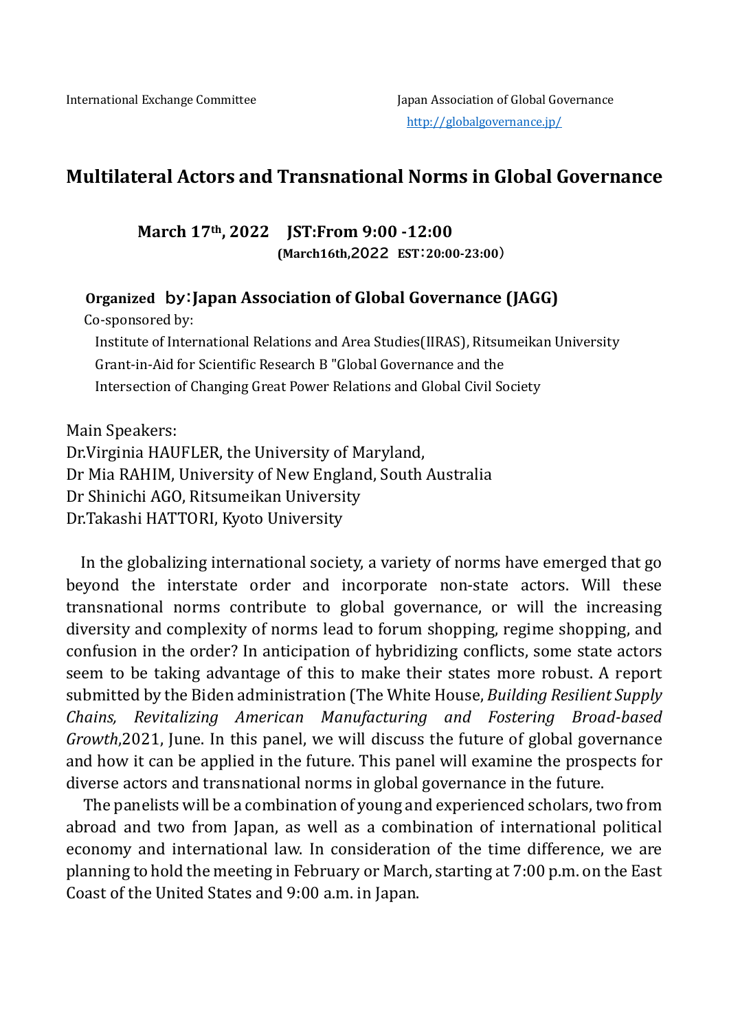International Exchange Committee

Japan Association of Global Governance
http://globalgovernance.jp/

# Multilateral Actors and Transnational Norms in Global Governance

**March 17th, 2022　JST:From 9:00 -12:00**
**(March16th,2022　EST：20:00-23:00)**

**Organized　by：Japan Association of Global Governance (JAGG)**

Co-sponsored by:

Institute of International Relations and Area Studies(IIRAS), Ritsumeikan University
Grant-in-Aid for Scientific Research B "Global Governance and the Intersection of Changing Great Power Relations and Global Civil Society

Main Speakers:
Dr.Virginia HAUFLER, the University of Maryland,
Dr Mia RAHIM, University of New England, South Australia
Dr Shinichi AGO, Ritsumeikan University
Dr.Takashi HATTORI, Kyoto University

In the globalizing international society, a variety of norms have emerged that go beyond the interstate order and incorporate non-state actors. Will these transnational norms contribute to global governance, or will the increasing diversity and complexity of norms lead to forum shopping, regime shopping, and confusion in the order? In anticipation of hybridizing conflicts, some state actors seem to be taking advantage of this to make their states more robust. A report submitted by the Biden administration (The White House, *Building Resilient Supply Chains, Revitalizing American Manufacturing and Fostering Broad-based Growth*,2021, June. In this panel, we will discuss the future of global governance and how it can be applied in the future. This panel will examine the prospects for diverse actors and transnational norms in global governance in the future.

The panelists will be a combination of young and experienced scholars, two from abroad and two from Japan, as well as a combination of international political economy and international law. In consideration of the time difference, we are planning to hold the meeting in February or March, starting at 7:00 p.m. on the East Coast of the United States and 9:00 a.m. in Japan.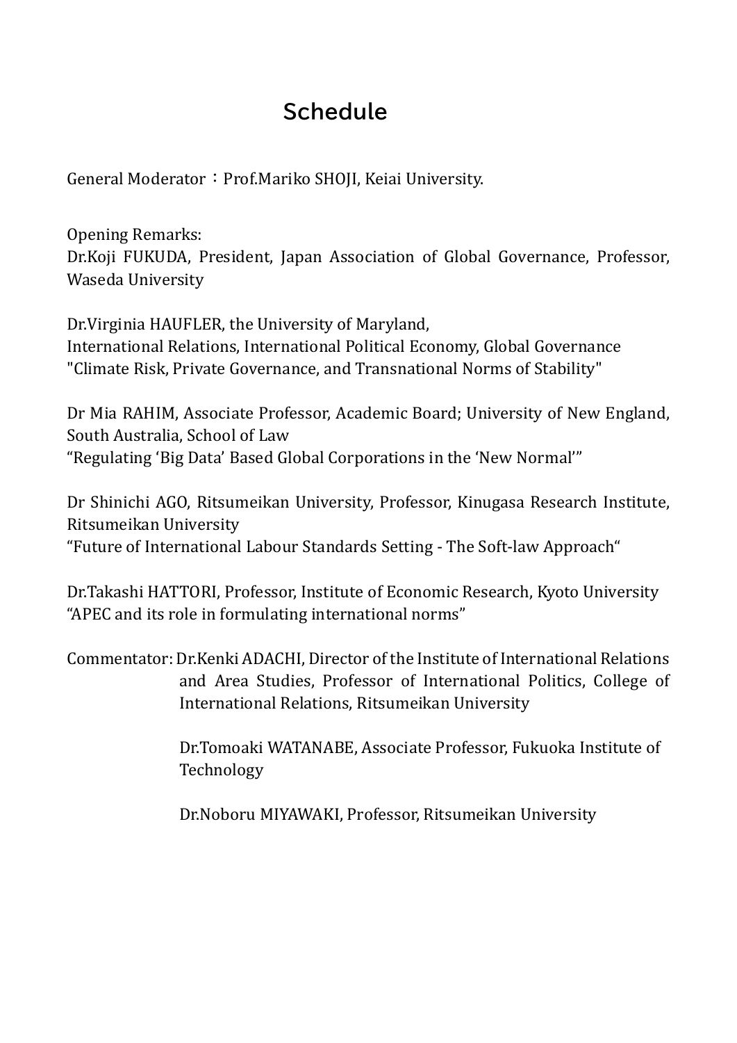# Schedule

General Moderator：Prof.Mariko SHOJI, Keiai University.

Opening Remarks:
Dr.Koji FUKUDA, President, Japan Association of Global Governance, Professor, Waseda University

Dr.Virginia HAUFLER, the University of Maryland,
International Relations, International Political Economy, Global Governance
"Climate Risk, Private Governance, and Transnational Norms of Stability"

Dr Mia RAHIM, Associate Professor, Academic Board; University of New England, South Australia, School of Law
“Regulating ‘Big Data’ Based Global Corporations in the ‘New Normal’”

Dr Shinichi AGO, Ritsumeikan University, Professor, Kinugasa Research Institute, Ritsumeikan University
“Future of International Labour Standards Setting - The Soft-law Approach“

Dr.Takashi HATTORI, Professor, Institute of Economic Research, Kyoto University
“APEC and its role in formulating international norms”

Commentator: Dr.Kenki ADACHI, Director of the Institute of International Relations and Area Studies, Professor of International Politics, College of International Relations, Ritsumeikan University

Dr.Tomoaki WATANABE, Associate Professor, Fukuoka Institute of Technology

Dr.Noboru MIYAWAKI, Professor, Ritsumeikan University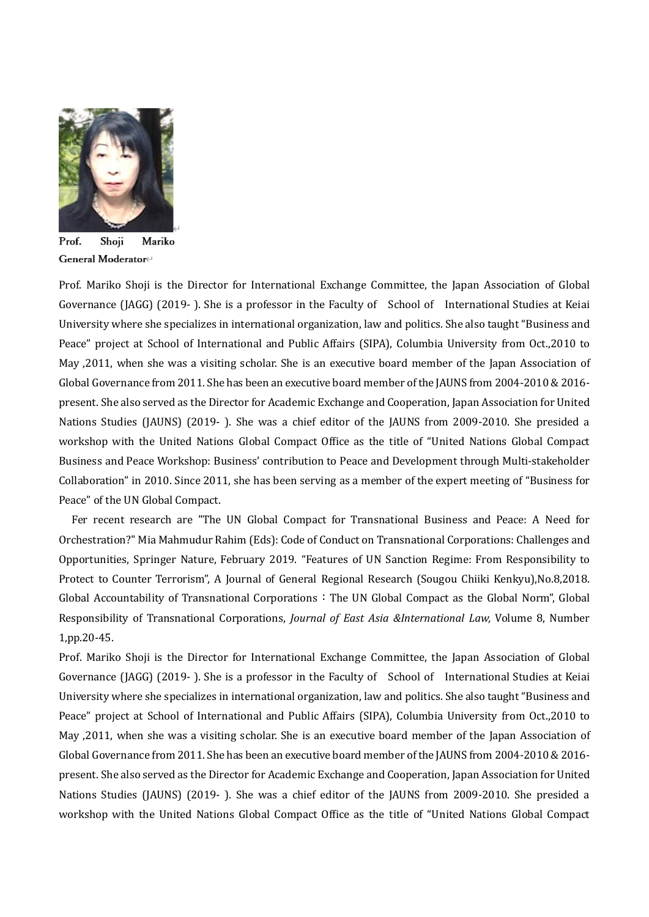**Prof. Shoji Mariko**
**General Moderator**

Prof. Mariko Shoji is the Director for International Exchange Committee, the Japan Association of Global Governance (JAGG) (2019- ). She is a professor in the Faculty of School of International Studies at Keiai University where she specializes in international organization, law and politics. She also taught "Business and Peace" project at School of International and Public Affairs (SIPA), Columbia University from Oct.,2010 to May ,2011, when she was a visiting scholar. She is an executive board member of the Japan Association of Global Governance from 2011. She has been an executive board member of the JAUNS from 2004-2010 & 2016-present. She also served as the Director for Academic Exchange and Cooperation, Japan Association for United Nations Studies (JAUNS) (2019- ). She was a chief editor of the JAUNS from 2009-2010. She presided a workshop with the United Nations Global Compact Office as the title of "United Nations Global Compact Business and Peace Workshop: Business' contribution to Peace and Development through Multi-stakeholder Collaboration" in 2010. Since 2011, she has been serving as a member of the expert meeting of "Business for Peace" of the UN Global Compact.

Fer recent research are "The UN Global Compact for Transnational Business and Peace: A Need for Orchestration?" Mia Mahmudur Rahim (Eds): Code of Conduct on Transnational Corporations: Challenges and Opportunities, Springer Nature, February 2019. "Features of UN Sanction Regime: From Responsibility to Protect to Counter Terrorism", A Journal of General Regional Research (Sougou Chiiki Kenkyu),No.8,2018. Global Accountability of Transnational Corporations：The UN Global Compact as the Global Norm", Global Responsibility of Transnational Corporations, *Journal of East Asia &International Law,* Volume 8, Number 1,pp.20-45.

Prof. Mariko Shoji is the Director for International Exchange Committee, the Japan Association of Global Governance (JAGG) (2019- ). She is a professor in the Faculty of School of International Studies at Keiai University where she specializes in international organization, law and politics. She also taught "Business and Peace" project at School of International and Public Affairs (SIPA), Columbia University from Oct.,2010 to May ,2011, when she was a visiting scholar. She is an executive board member of the Japan Association of Global Governance from 2011. She has been an executive board member of the JAUNS from 2004-2010 & 2016-present. She also served as the Director for Academic Exchange and Cooperation, Japan Association for United Nations Studies (JAUNS) (2019- ). She was a chief editor of the JAUNS from 2009-2010. She presided a workshop with the United Nations Global Compact Office as the title of "United Nations Global Compact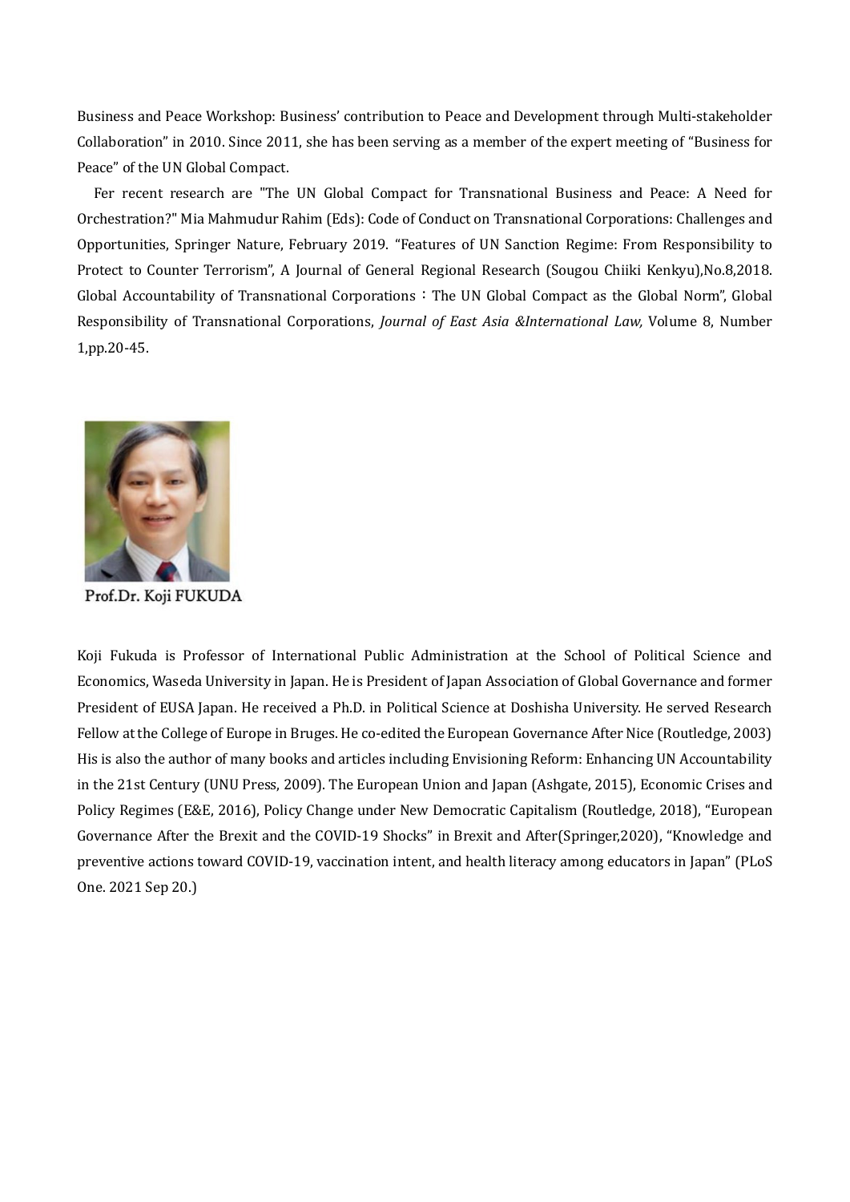Business and Peace Workshop: Business' contribution to Peace and Development through Multi-stakeholder Collaboration" in 2010. Since 2011, she has been serving as a member of the expert meeting of "Business for Peace" of the UN Global Compact.

Fer recent research are "The UN Global Compact for Transnational Business and Peace: A Need for Orchestration?" Mia Mahmudur Rahim (Eds): Code of Conduct on Transnational Corporations: Challenges and Opportunities, Springer Nature, February 2019. "Features of UN Sanction Regime: From Responsibility to Protect to Counter Terrorism", A Journal of General Regional Research (Sougou Chiiki Kenkyu),No.8,2018. Global Accountability of Transnational Corporations：The UN Global Compact as the Global Norm", Global Responsibility of Transnational Corporations, *Journal of East Asia &International Law,* Volume 8, Number 1,pp.20-45.

Prof.Dr. Koji FUKUDA

Koji Fukuda is Professor of International Public Administration at the School of Political Science and Economics, Waseda University in Japan. He is President of Japan Association of Global Governance and former President of EUSA Japan. He received a Ph.D. in Political Science at Doshisha University. He served Research Fellow at the College of Europe in Bruges. He co-edited the European Governance After Nice (Routledge, 2003) His is also the author of many books and articles including Envisioning Reform: Enhancing UN Accountability in the 21st Century (UNU Press, 2009). The European Union and Japan (Ashgate, 2015), Economic Crises and Policy Regimes (E&E, 2016), Policy Change under New Democratic Capitalism (Routledge, 2018), "European Governance After the Brexit and the COVID-19 Shocks" in Brexit and After(Springer,2020), "Knowledge and preventive actions toward COVID-19, vaccination intent, and health literacy among educators in Japan" (PLoS One. 2021 Sep 20.)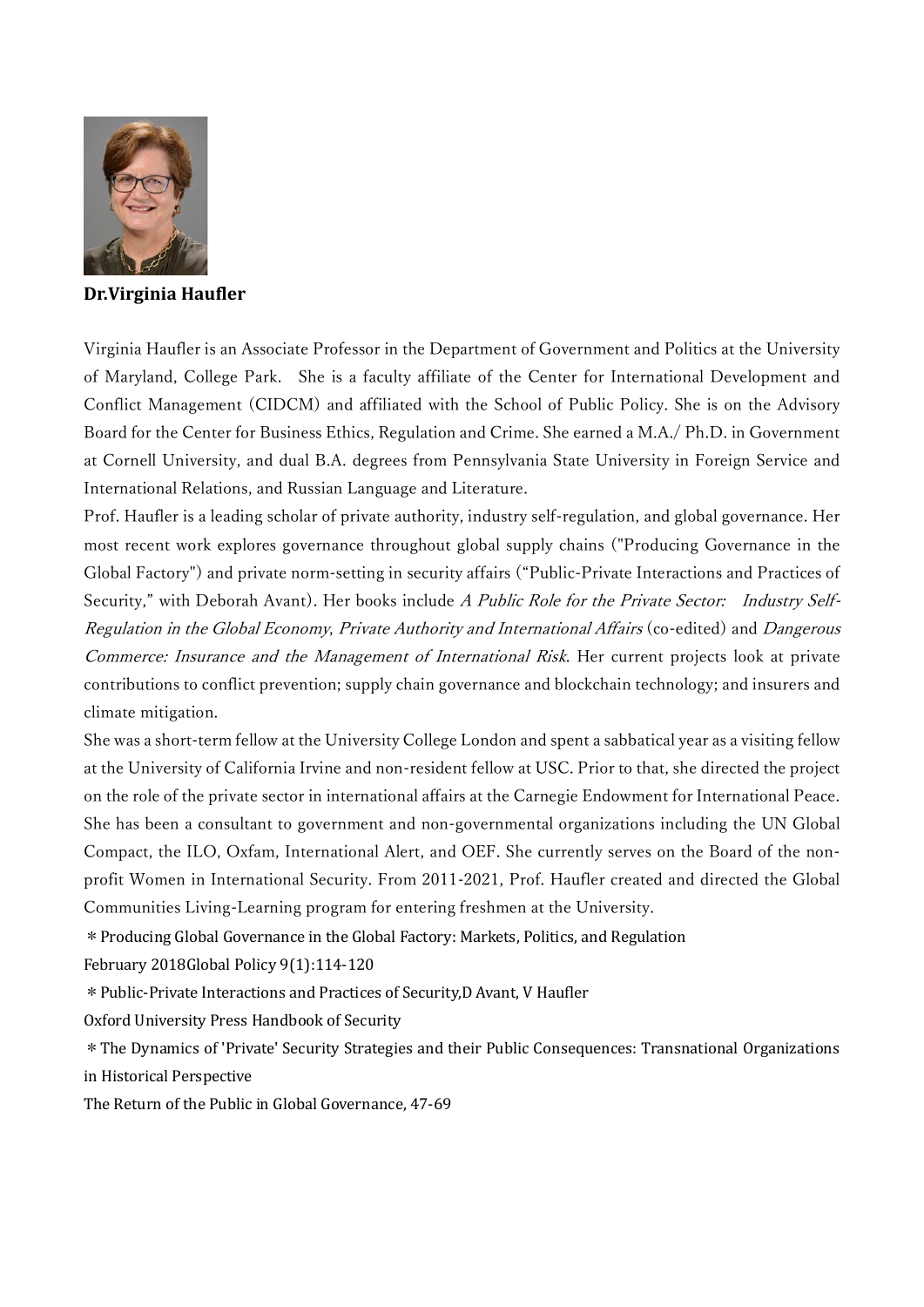**Dr.Virginia Haufler**

Virginia Haufler is an Associate Professor in the Department of Government and Politics at the University of Maryland, College Park. She is a faculty affiliate of the Center for International Development and Conflict Management (CIDCM) and affiliated with the School of Public Policy. She is on the Advisory Board for the Center for Business Ethics, Regulation and Crime. She earned a M.A./ Ph.D. in Government at Cornell University, and dual B.A. degrees from Pennsylvania State University in Foreign Service and International Relations, and Russian Language and Literature.

Prof. Haufler is a leading scholar of private authority, industry self-regulation, and global governance. Her most recent work explores governance throughout global supply chains ("Producing Governance in the Global Factory") and private norm-setting in security affairs ("Public-Private Interactions and Practices of Security," with Deborah Avant). Her books include *A Public Role for the Private Sector: Industry Self-Regulation in the Global Economy*, *Private Authority and International Affairs* (co-edited) and *Dangerous Commerce: Insurance and the Management of International Risk*. Her current projects look at private contributions to conflict prevention; supply chain governance and blockchain technology; and insurers and climate mitigation.

She was a short-term fellow at the University College London and spent a sabbatical year as a visiting fellow at the University of California Irvine and non-resident fellow at USC. Prior to that, she directed the project on the role of the private sector in international affairs at the Carnegie Endowment for International Peace. She has been a consultant to government and non-governmental organizations including the UN Global Compact, the ILO, Oxfam, International Alert, and OEF. She currently serves on the Board of the non-profit Women in International Security. From 2011-2021, Prof. Haufler created and directed the Global Communities Living-Learning program for entering freshmen at the University.

＊Producing Global Governance in the Global Factory: Markets, Politics, and Regulation
February 2018Global Policy 9(1):114-120

＊Public-Private Interactions and Practices of Security,D Avant, V Haufler
Oxford University Press Handbook of Security

＊The Dynamics of 'Private' Security Strategies and their Public Consequences: Transnational Organizations in Historical Perspective
The Return of the Public in Global Governance, 47-69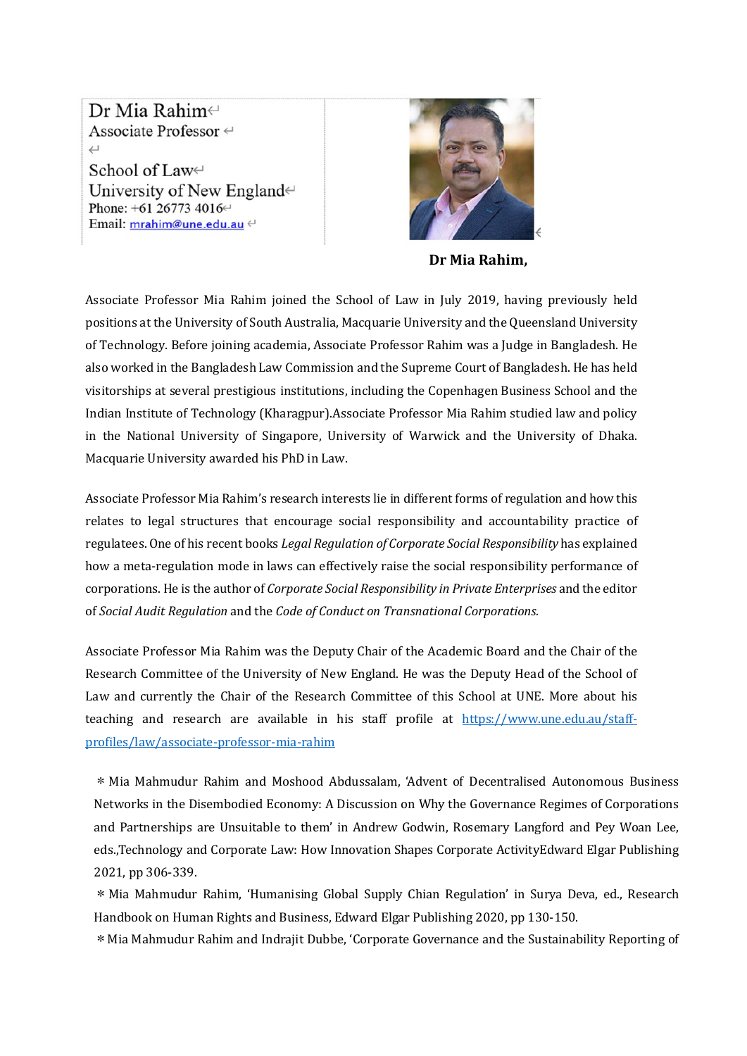Dr Mia Rahim
Associate Professor

School of Law
University of New England
Phone: +61 26773 4016
Email: mrahim@une.edu.au

**Dr Mia Rahim,**

Associate Professor Mia Rahim joined the School of Law in July 2019, having previously held positions at the University of South Australia, Macquarie University and the Queensland University of Technology. Before joining academia, Associate Professor Rahim was a Judge in Bangladesh. He also worked in the Bangladesh Law Commission and the Supreme Court of Bangladesh. He has held visitorships at several prestigious institutions, including the Copenhagen Business School and the Indian Institute of Technology (Kharagpur).Associate Professor Mia Rahim studied law and policy in the National University of Singapore, University of Warwick and the University of Dhaka. Macquarie University awarded his PhD in Law.

Associate Professor Mia Rahim's research interests lie in different forms of regulation and how this relates to legal structures that encourage social responsibility and accountability practice of regulatees. One of his recent books *Legal Regulation of Corporate Social Responsibility* has explained how a meta-regulation mode in laws can effectively raise the social responsibility performance of corporations. He is the author of *Corporate Social Responsibility in Private Enterprises* and the editor of *Social Audit Regulation* and the *Code of Conduct on Transnational Corporations.*

Associate Professor Mia Rahim was the Deputy Chair of the Academic Board and the Chair of the Research Committee of the University of New England. He was the Deputy Head of the School of Law and currently the Chair of the Research Committee of this School at UNE. More about his teaching and research are available in his staff profile at https://www.une.edu.au/staff-profiles/law/associate-professor-mia-rahim

* Mia Mahmudur Rahim and Moshood Abdussalam, 'Advent of Decentralised Autonomous Business Networks in the Disembodied Economy: A Discussion on Why the Governance Regimes of Corporations and Partnerships are Unsuitable to them' in Andrew Godwin, Rosemary Langford and Pey Woan Lee, eds.,Technology and Corporate Law: How Innovation Shapes Corporate ActivityEdward Elgar Publishing 2021, pp 306-339.
* Mia Mahmudur Rahim, 'Humanising Global Supply Chian Regulation' in Surya Deva, ed., Research Handbook on Human Rights and Business, Edward Elgar Publishing 2020, pp 130-150.
* Mia Mahmudur Rahim and Indrajit Dubbe, 'Corporate Governance and the Sustainability Reporting of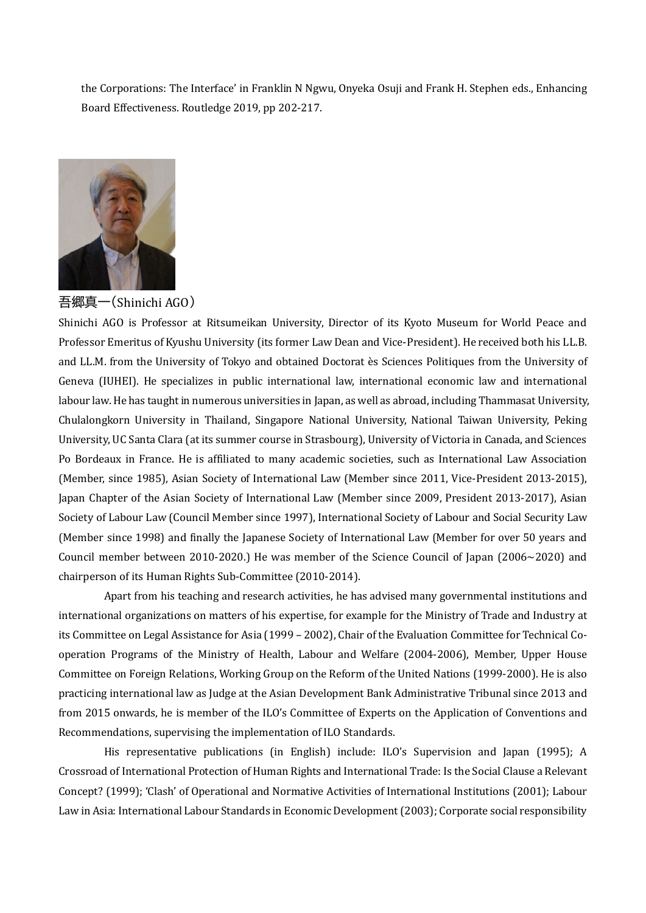the Corporations: The Interface' in Franklin N Ngwu, Onyeka Osuji and Frank H. Stephen eds., Enhancing Board Effectiveness. Routledge 2019, pp 202-217.

吾郷真一（Shinichi AGO）

Shinichi AGO is Professor at Ritsumeikan University, Director of its Kyoto Museum for World Peace and Professor Emeritus of Kyushu University (its former Law Dean and Vice-President). He received both his LL.B. and LL.M. from the University of Tokyo and obtained Doctorat ès Sciences Politiques from the University of Geneva (IUHEI). He specializes in public international law, international economic law and international labour law. He has taught in numerous universities in Japan, as well as abroad, including Thammasat University, Chulalongkorn University in Thailand, Singapore National University, National Taiwan University, Peking University, UC Santa Clara (at its summer course in Strasbourg), University of Victoria in Canada, and Sciences Po Bordeaux in France. He is affiliated to many academic societies, such as International Law Association (Member, since 1985), Asian Society of International Law (Member since 2011, Vice-President 2013-2015), Japan Chapter of the Asian Society of International Law (Member since 2009, President 2013-2017), Asian Society of Labour Law (Council Member since 1997), International Society of Labour and Social Security Law (Member since 1998) and finally the Japanese Society of International Law (Member for over 50 years and Council member between 2010-2020.) He was member of the Science Council of Japan (2006~2020) and chairperson of its Human Rights Sub-Committee (2010-2014).

Apart from his teaching and research activities, he has advised many governmental institutions and international organizations on matters of his expertise, for example for the Ministry of Trade and Industry at its Committee on Legal Assistance for Asia (1999 – 2002), Chair of the Evaluation Committee for Technical Co-operation Programs of the Ministry of Health, Labour and Welfare (2004-2006), Member, Upper House Committee on Foreign Relations, Working Group on the Reform of the United Nations (1999-2000). He is also practicing international law as Judge at the Asian Development Bank Administrative Tribunal since 2013 and from 2015 onwards, he is member of the ILO's Committee of Experts on the Application of Conventions and Recommendations, supervising the implementation of ILO Standards.

His representative publications (in English) include: ILO's Supervision and Japan (1995); A Crossroad of International Protection of Human Rights and International Trade: Is the Social Clause a Relevant Concept? (1999); 'Clash' of Operational and Normative Activities of International Institutions (2001); Labour Law in Asia: International Labour Standards in Economic Development (2003); Corporate social responsibility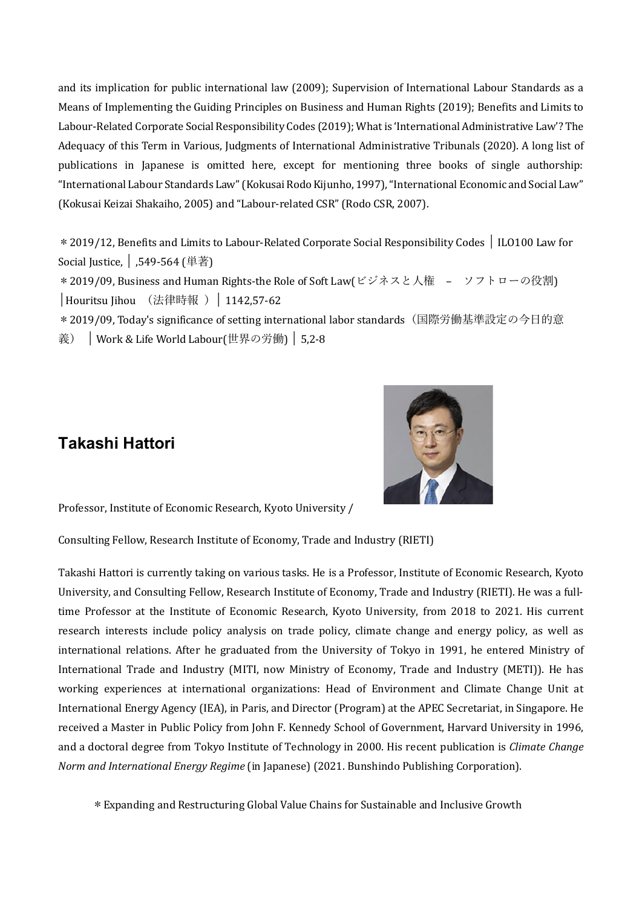and its implication for public international law (2009); Supervision of International Labour Standards as a Means of Implementing the Guiding Principles on Business and Human Rights (2019); Benefits and Limits to Labour-Related Corporate Social Responsibility Codes (2019); What is 'International Administrative Law'? The Adequacy of this Term in Various, Judgments of International Administrative Tribunals (2020). A long list of publications in Japanese is omitted here, except for mentioning three books of single authorship: "International Labour Standards Law" (Kokusai Rodo Kijunho, 1997), "International Economic and Social Law" (Kokusai Keizai Shakaiho, 2005) and "Labour-related CSR" (Rodo CSR, 2007).

＊2019/12, Benefits and Limits to Labour-Related Corporate Social Responsibility Codes │ILO100 Law for Social Justice,│,549-564 (単著)

＊2019/09, Business and Human Rights-the Role of Soft Law(ビジネスと人権 – ソフトローの役割) │Houritsu Jihou （法律時報 ）│1142,57-62

＊2019/09, Today's significance of setting international labor standards（国際労働基準設定の今日的意義） │Work & Life World Labour(世界の労働)│5,2-8

## Takashi Hattori

Professor, Institute of Economic Research, Kyoto University /

Consulting Fellow, Research Institute of Economy, Trade and Industry (RIETI)

Takashi Hattori is currently taking on various tasks. He is a Professor, Institute of Economic Research, Kyoto University, and Consulting Fellow, Research Institute of Economy, Trade and Industry (RIETI). He was a full-time Professor at the Institute of Economic Research, Kyoto University, from 2018 to 2021. His current research interests include policy analysis on trade policy, climate change and energy policy, as well as international relations. After he graduated from the University of Tokyo in 1991, he entered Ministry of International Trade and Industry (MITI, now Ministry of Economy, Trade and Industry (METI)). He has working experiences at international organizations: Head of Environment and Climate Change Unit at International Energy Agency (IEA), in Paris, and Director (Program) at the APEC Secretariat, in Singapore. He received a Master in Public Policy from John F. Kennedy School of Government, Harvard University in 1996, and a doctoral degree from Tokyo Institute of Technology in 2000. His recent publication is *Climate Change Norm and International Energy Regime* (in Japanese) (2021. Bunshindo Publishing Corporation).

＊Expanding and Restructuring Global Value Chains for Sustainable and Inclusive Growth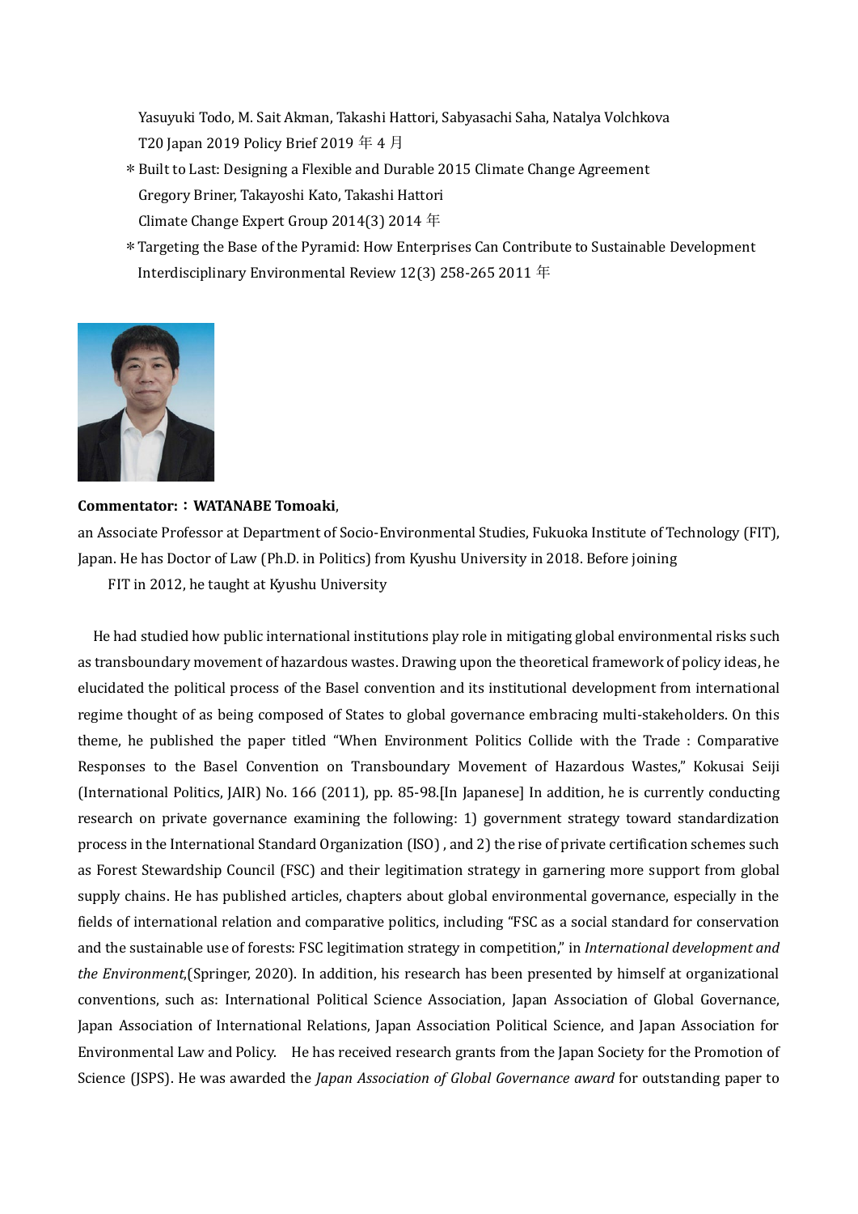Yasuyuki Todo, M. Sait Akman, Takashi Hattori, Sabyasachi Saha, Natalya Volchkova
T20 Japan 2019 Policy Brief 2019 年 4 月

＊Built to Last: Designing a Flexible and Durable 2015 Climate Change Agreement
Gregory Briner, Takayoshi Kato, Takashi Hattori
Climate Change Expert Group 2014(3) 2014 年

＊Targeting the Base of the Pyramid: How Enterprises Can Contribute to Sustainable Development
Interdisciplinary Environmental Review 12(3) 258-265 2011 年

**Commentator:：WATANABE Tomoaki**,
an Associate Professor at Department of Socio-Environmental Studies, Fukuoka Institute of Technology (FIT), Japan. He has Doctor of Law (Ph.D. in Politics) from Kyushu University in 2018. Before joining FIT in 2012, he taught at Kyushu University

He had studied how public international institutions play role in mitigating global environmental risks such as transboundary movement of hazardous wastes. Drawing upon the theoretical framework of policy ideas, he elucidated the political process of the Basel convention and its institutional development from international regime thought of as being composed of States to global governance embracing multi-stakeholders. On this theme, he published the paper titled "When Environment Politics Collide with the Trade : Comparative Responses to the Basel Convention on Transboundary Movement of Hazardous Wastes," Kokusai Seiji (International Politics, JAIR) No. 166 (2011), pp. 85-98.[In Japanese] In addition, he is currently conducting research on private governance examining the following: 1) government strategy toward standardization process in the International Standard Organization (ISO) , and 2) the rise of private certification schemes such as Forest Stewardship Council (FSC) and their legitimation strategy in garnering more support from global supply chains. He has published articles, chapters about global environmental governance, especially in the fields of international relation and comparative politics, including "FSC as a social standard for conservation and the sustainable use of forests: FSC legitimation strategy in competition," in *International development and the Environment*,(Springer, 2020). In addition, his research has been presented by himself at organizational conventions, such as: International Political Science Association, Japan Association of Global Governance, Japan Association of International Relations, Japan Association Political Science, and Japan Association for Environmental Law and Policy. He has received research grants from the Japan Society for the Promotion of Science (JSPS). He was awarded the *Japan Association of Global Governance award* for outstanding paper to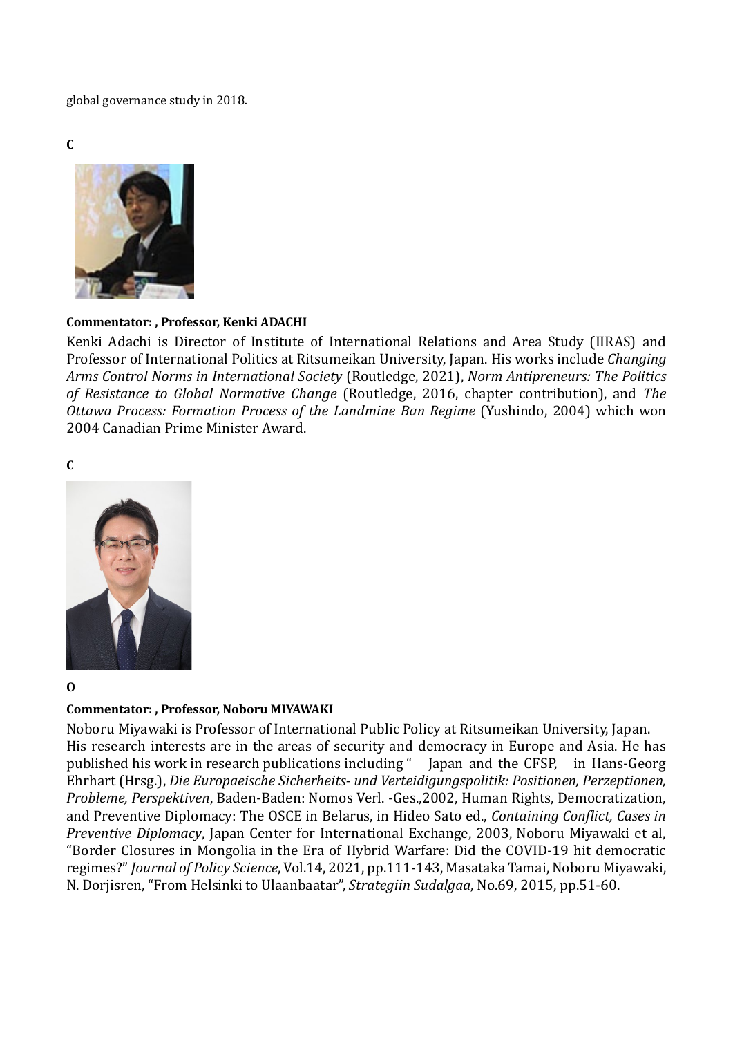global governance study in 2018.

**C**

**Commentator: , Professor, Kenki ADACHI**

Kenki Adachi is Director of Institute of International Relations and Area Study (IIRAS) and Professor of International Politics at Ritsumeikan University, Japan. His works include *Changing Arms Control Norms in International Society* (Routledge, 2021), *Norm Antipreneurs: The Politics of Resistance to Global Normative Change* (Routledge, 2016, chapter contribution), and *The Ottawa Process: Formation Process of the Landmine Ban Regime* (Yushindo, 2004) which won 2004 Canadian Prime Minister Award.

**C**

**O**

**Commentator: , Professor, Noboru MIYAWAKI**

Noboru Miyawaki is Professor of International Public Policy at Ritsumeikan University, Japan. His research interests are in the areas of security and democracy in Europe and Asia. He has published his work in research publications including " Japan and the CFSP, in Hans-Georg Ehrhart (Hrsg.), *Die Europaeische Sicherheits- und Verteidigungspolitik: Positionen, Perzeptionen, Probleme, Perspektiven*, Baden-Baden: Nomos Verl. -Ges.,2002, Human Rights, Democratization, and Preventive Diplomacy: The OSCE in Belarus, in Hideo Sato ed., *Containing Conflict, Cases in Preventive Diplomacy*, Japan Center for International Exchange, 2003, Noboru Miyawaki et al, "Border Closures in Mongolia in the Era of Hybrid Warfare: Did the COVID-19 hit democratic regimes?" *Journal of Policy Science*, Vol.14, 2021, pp.111-143, Masataka Tamai, Noboru Miyawaki, N. Dorjisren, "From Helsinki to Ulaanbaatar", *Strategiin Sudalgaa*, No.69, 2015, pp.51-60.